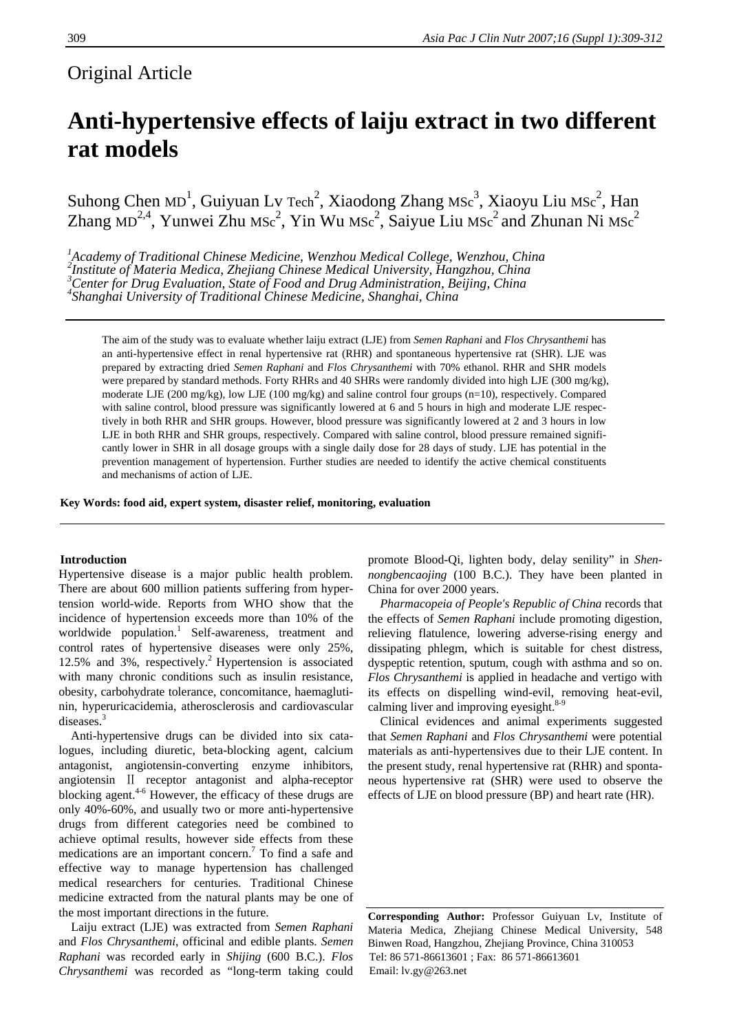Original Article

# Anti-hypertensive effects of laiju extract in two different rat models

Suhong Chen MD[1], Guiyuan Lv Tech[2], Xiaodong Zhang MSc[3], Xiaoyu Liu MSc[2], Han Zhang MD[2,4], Yunwei Zhu MSc[2], Yin Wu MSc[2], Saiyue Liu MSc[2] and Zhunan Ni MSc[2]

*[1]Academy of Traditional Chinese Medicine, Wenzhou Medical College, Wenzhou, China*
*[2]Institute of Materia Medica, Zhejiang Chinese Medical University, Hangzhou, China*
*[3]Center for Drug Evaluation, State of Food and Drug Administration, Beijing, China*
*[4]Shanghai University of Traditional Chinese Medicine, Shanghai, China*

The aim of the study was to evaluate whether laiju extract (LJE) from *Semen Raphani* and *Flos Chrysanthemi* has an anti-hypertensive effect in renal hypertensive rat (RHR) and spontaneous hypertensive rat (SHR). LJE was prepared by extracting dried *Semen Raphani* and *Flos Chrysanthemi* with 70% ethanol. RHR and SHR models were prepared by standard methods. Forty RHRs and 40 SHRs were randomly divided into high LJE (300 mg/kg), moderate LJE (200 mg/kg), low LJE (100 mg/kg) and saline control four groups (n=10), respectively. Compared with saline control, blood pressure was significantly lowered at 6 and 5 hours in high and moderate LJE respectively in both RHR and SHR groups. However, blood pressure was significantly lowered at 2 and 3 hours in low LJE in both RHR and SHR groups, respectively. Compared with saline control, blood pressure remained significantly lower in SHR in all dosage groups with a single daily dose for 28 days of study. LJE has potential in the prevention management of hypertension. Further studies are needed to identify the active chemical constituents and mechanisms of action of LJE.

**Key Words: food aid, expert system, disaster relief, monitoring, evaluation**

## Introduction

Hypertensive disease is a major public health problem. There are about 600 million patients suffering from hypertension world-wide. Reports from WHO show that the incidence of hypertension exceeds more than 10% of the worldwide population.[1] Self-awareness, treatment and control rates of hypertensive diseases were only 25%, 12.5% and 3%, respectively.[2] Hypertension is associated with many chronic conditions such as insulin resistance, obesity, carbohydrate tolerance, concomitance, haemaglutinin, hyperuricacidemia, atherosclerosis and cardiovascular diseases.[3]

Anti-hypertensive drugs can be divided into six catalogues, including diuretic, beta-blocking agent, calcium antagonist, angiotensin-converting enzyme inhibitors, angiotensin Ⅱ receptor antagonist and alpha-receptor blocking agent.[4-6] However, the efficacy of these drugs are only 40%-60%, and usually two or more anti-hypertensive drugs from different categories need be combined to achieve optimal results, however side effects from these medications are an important concern.[7] To find a safe and effective way to manage hypertension has challenged medical researchers for centuries. Traditional Chinese medicine extracted from the natural plants may be one of the most important directions in the future.

Laiju extract (LJE) was extracted from *Semen Raphani* and *Flos Chrysanthemi*, officinal and edible plants. *Semen Raphani* was recorded early in *Shijing* (600 B.C.). *Flos Chrysanthemi* was recorded as "long-term taking could promote Blood-Qi, lighten body, delay senility" in *Shennongbencaojing* (100 B.C.). They have been planted in China for over 2000 years.

*Pharmacopeia of People's Republic of China* records that the effects of *Semen Raphani* include promoting digestion, relieving flatulence, lowering adverse-rising energy and dissipating phlegm, which is suitable for chest distress, dyspeptic retention, sputum, cough with asthma and so on. *Flos Chrysanthemi* is applied in headache and vertigo with its effects on dispelling wind-evil, removing heat-evil, calming liver and improving eyesight.[8-9]

Clinical evidences and animal experiments suggested that *Semen Raphani* and *Flos Chrysanthemi* were potential materials as anti-hypertensives due to their LJE content. In the present study, renal hypertensive rat (RHR) and spontaneous hypertensive rat (SHR) were used to observe the effects of LJE on blood pressure (BP) and heart rate (HR).

**Corresponding Author:** Professor Guiyuan Lv, Institute of Materia Medica, Zhejiang Chinese Medical University, 548 Binwen Road, Hangzhou, Zhejiang Province, China 310053
Tel: 86 571-86613601 ; Fax: 86 571-86613601
Email: lv.gy@263.net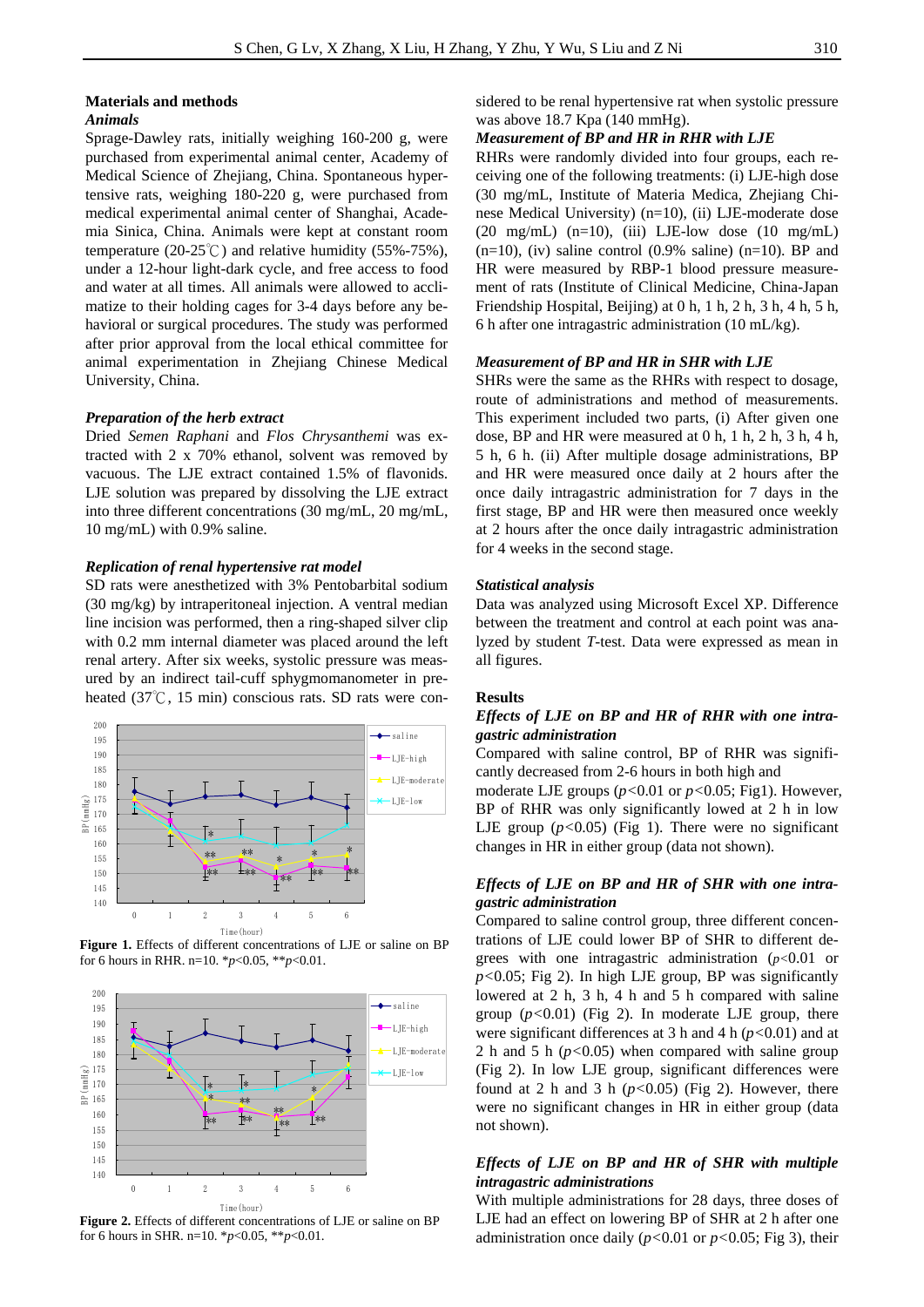## Materials and methods

### *Animals*

Sprage-Dawley rats, initially weighing 160-200 g, were purchased from experimental animal center, Academy of Medical Science of Zhejiang, China. Spontaneous hypertensive rats, weighing 180-220 g, were purchased from medical experimental animal center of Shanghai, Academia Sinica, China. Animals were kept at constant room temperature (20-25℃) and relative humidity (55%-75%), under a 12-hour light-dark cycle, and free access to food and water at all times. All animals were allowed to acclimatize to their holding cages for 3-4 days before any behavioral or surgical procedures. The study was performed after prior approval from the local ethical committee for animal experimentation in Zhejiang Chinese Medical University, China.

### *Preparation of the herb extract*

Dried *Semen Raphani* and *Flos Chrysanthemi* was extracted with 2 x 70% ethanol, solvent was removed by vacuous. The LJE extract contained 1.5% of flavonids. LJE solution was prepared by dissolving the LJE extract into three different concentrations (30 mg/mL, 20 mg/mL, 10 mg/mL) with 0.9% saline.

### *Replication of renal hypertensive rat model*

SD rats were anesthetized with 3% Pentobarbital sodium (30 mg/kg) by intraperitoneal injection. A ventral median line incision was performed, then a ring-shaped silver clip with 0.2 mm internal diameter was placed around the left renal artery. After six weeks, systolic pressure was measured by an indirect tail-cuff sphygmomanometer in preheated (37℃, 15 min) conscious rats. SD rats were considered to be renal hypertensive rat when systolic pressure was above 18.7 Kpa (140 mmHg).

200
195
190
185
180
175
170
165
160
155
150
145
140
BP (mmHg)
0 1 2 3 4 5 6
Time (hour)
saline
LJE-high
LJE-moderate
LJE-low
*
**
**
**
**
*
**
*
**
*
**

**Figure 1.** Effects of different concentrations of LJE or saline on BP for 6 hours in RHR. n=10. *$p$<0.05, **$p$<0.01.

200
195
190
185
180
175
170
165
160
155
150
145
140
BP (mmHg)
0 1 2 3 4 5 6
Time (hour)
saline
LJE-high
LJE-moderate
LJE-low
*
*
**
*
**
**
**
**
*
**

**Figure 2.** Effects of different concentrations of LJE or saline on BP for 6 hours in SHR. n=10. *$p$<0.05, **$p$<0.01.

### *Measurement of BP and HR in RHR with LJE*

RHRs were randomly divided into four groups, each receiving one of the following treatments: (i) LJE-high dose (30 mg/mL, Institute of Materia Medica, Zhejiang Chinese Medical University) (n=10), (ii) LJE-moderate dose (20 mg/mL) (n=10), (iii) LJE-low dose (10 mg/mL) (n=10), (iv) saline control (0.9% saline) (n=10). BP and HR were measured by RBP-1 blood pressure measurement of rats (Institute of Clinical Medicine, China-Japan Friendship Hospital, Beijing) at 0 h, 1 h, 2 h, 3 h, 4 h, 5 h, 6 h after one intragastric administration (10 mL/kg).

### *Measurement of BP and HR in SHR with LJE*

SHRs were the same as the RHRs with respect to dosage, route of administrations and method of measurements. This experiment included two parts, (i) After given one dose, BP and HR were measured at 0 h, 1 h, 2 h, 3 h, 4 h, 5 h, 6 h. (ii) After multiple dosage administrations, BP and HR were measured once daily at 2 hours after the once daily intragastric administration for 7 days in the first stage, BP and HR were then measured once weekly at 2 hours after the once daily intragastric administration for 4 weeks in the second stage.

### *Statistical analysis*

Data was analyzed using Microsoft Excel XP. Difference between the treatment and control at each point was analyzed by student *T*-test. Data were expressed as mean in all figures.

## Results

### *Effects of LJE on BP and HR of RHR with one intragastric administration*

Compared with saline control, BP of RHR was significantly decreased from 2-6 hours in both high and moderate LJE groups ($p$<0.01 or $p$<0.05; Fig1). However, BP of RHR was only significantly lowed at 2 h in low LJE group ($p$<0.05) (Fig 1). There were no significant changes in HR in either group (data not shown).

### *Effects of LJE on BP and HR of SHR with one intragastric administration*

Compared to saline control group, three different concentrations of LJE could lower BP of SHR to different degrees with one intragastric administration ($p$<0.01 or $p$<0.05; Fig 2). In high LJE group, BP was significantly lowered at 2 h, 3 h, 4 h and 5 h compared with saline group ($p$<0.01) (Fig 2). In moderate LJE group, there were significant differences at 3 h and 4 h ($p$<0.01) and at 2 h and 5 h ($p$<0.05) when compared with saline group (Fig 2). In low LJE group, significant differences were found at 2 h and 3 h ($p$<0.05) (Fig 2). However, there were no significant changes in HR in either group (data not shown).

### *Effects of LJE on BP and HR of SHR with multiple intragastric administrations*

With multiple administrations for 28 days, three doses of LJE had an effect on lowering BP of SHR at 2 h after one administration once daily ($p$<0.01 or $p$<0.05; Fig 3), their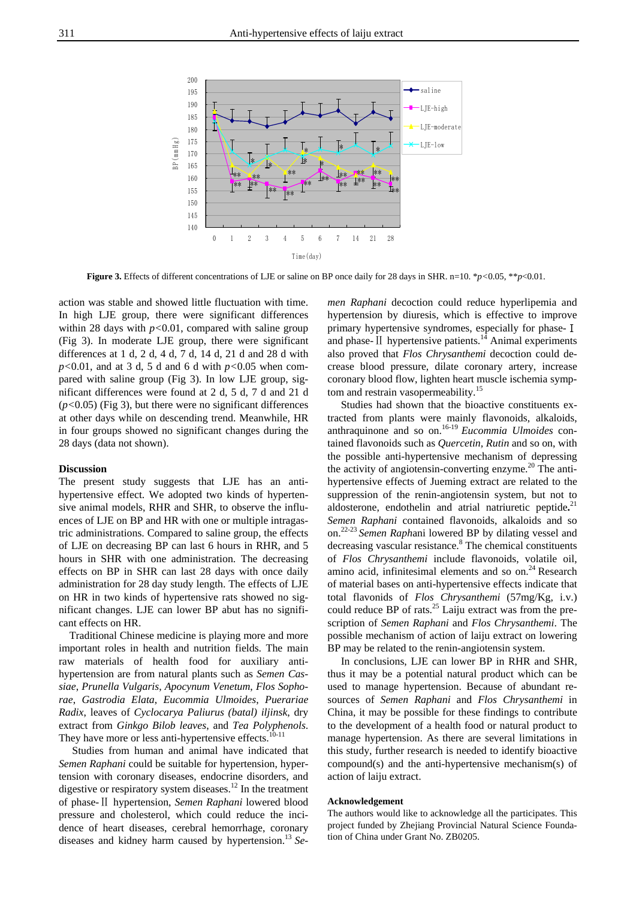200
195
190
185
180
175
170
165
160
155
150
145
140

BP (mmHg)

0 1 2 3 4 5 6 7 14 21 28

Time (day)

saline
LJE-high
LJE-moderate
LJE-low

**Figure 3.** Effects of different concentrations of LJE or saline on BP once daily for 28 days in SHR. n=10. \**p*<0.05, \*\**p*<0.01.

action was stable and showed little fluctuation with time. In high LJE group, there were significant differences within 28 days with $p<0.01$, compared with saline group (Fig 3). In moderate LJE group, there were significant differences at 1 d, 2 d, 4 d, 7 d, 14 d, 21 d and 28 d with $p<0.01$, and at 3 d, 5 d and 6 d with $p<0.05$ when compared with saline group (Fig 3). In low LJE group, significant differences were found at 2 d, 5 d, 7 d and 21 d ($p<0.05$) (Fig 3), but there were no significant differences at other days while on descending trend. Meanwhile, HR in four groups showed no significant changes during the 28 days (data not shown).

## Discussion

The present study suggests that LJE has an anti-hypertensive effect. We adopted two kinds of hypertensive animal models, RHR and SHR, to observe the influences of LJE on BP and HR with one or multiple intragastric administrations. Compared to saline group, the effects of LJE on decreasing BP can last 6 hours in RHR, and 5 hours in SHR with one administration. The decreasing effects on BP in SHR can last 28 days with once daily administration for 28 day study length. The effects of LJE on HR in two kinds of hypertensive rats showed no significant changes. LJE can lower BP abut has no significant effects on HR.

Traditional Chinese medicine is playing more and more important roles in health and nutrition fields. The main raw materials of health food for auxiliary anti-hypertension are from natural plants such as *Semen Cassiae*, *Prunella Vulgaris*, *Apocynum Venetum*, *Flos Sophorae*, *Gastrodia Elata*, *Eucommia Ulmoides*, *Puerariae Radix*, leaves of *Cyclocarya Paliurus (batal) iljinsk*, dry extract from *Ginkgo Bilob leaves*, and *Tea Polyphenols*. They have more or less anti-hypertensive effects.[10-11]

Studies from human and animal have indicated that *Semen Raphani* could be suitable for hypertension, hypertension with coronary diseases, endocrine disorders, and digestive or respiratory system diseases.[12] In the treatment of phase-Ⅱ hypertension, *Semen Raphani* lowered blood pressure and cholesterol, which could reduce the incidence of heart diseases, cerebral hemorrhage, coronary diseases and kidney harm caused by hypertension.[13] *Semen Raphani* decoction could reduce hyperlipemia and hypertension by diuresis, which is effective to improve primary hypertensive syndromes, especially for phase-Ⅰ and phase-Ⅱ hypertensive patients.[14] Animal experiments also proved that *Flos Chrysanthemi* decoction could decrease blood pressure, dilate coronary artery, increase coronary blood flow, lighten heart muscle ischemia symptom and restrain vasopermeability.[15]

Studies had shown that the bioactive constituents extracted from plants were mainly flavonoids, alkaloids, anthraquinone and so on.[16-19] *Eucommia Ulmoides* contained flavonoids such as *Quercetin, Rutin* and so on, with the possible anti-hypertensive mechanism of depressing the activity of angiotensin-converting enzyme.[20] The anti-hypertensive effects of Jueming extract are related to the suppression of the renin-angiotensin system, but not to aldosterone, endothelin and atrial natriuretic peptide**.**[21] *Semen Raphani* contained flavonoids, alkaloids and so on.[22-23] *Semen Rapha*ni lowered BP by dilating vessel and decreasing vascular resistance.[8] The chemical constituents of *Flos Chrysanthemi* include flavonoids, volatile oil, amino acid, infinitesimal elements and so on.[24] Research of material bases on anti-hypertensive effects indicate that total flavonids of *Flos Chrysanthemi* (57mg/Kg, i.v.) could reduce BP of rats.[25] Laiju extract was from the prescription of *Semen Raphani* and *Flos Chrysanthemi*. The possible mechanism of action of laiju extract on lowering BP may be related to the renin-angiotensin system.

In conclusions, LJE can lower BP in RHR and SHR, thus it may be a potential natural product which can be used to manage hypertension. Because of abundant resources of *Semen Raphani* and *Flos Chrysanthemi* in China, it may be possible for these findings to contribute to the development of a health food or natural product to manage hypertension. As there are several limitations in this study, further research is needed to identify bioactive compound(s) and the anti-hypertensive mechanism(s) of action of laiju extract.

### Acknowledgement

The authors would like to acknowledge all the participates. This project funded by Zhejiang Provincial Natural Science Foundation of China under Grant No. ZB0205.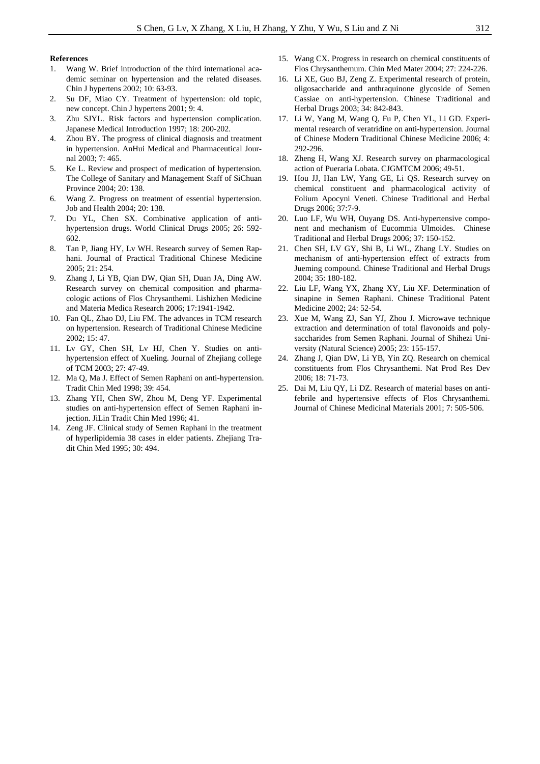**References**

1. Wang W. Brief introduction of the third international academic seminar on hypertension and the related diseases. Chin J hypertens 2002; 10: 63-93.
2. Su DF, Miao CY. Treatment of hypertension: old topic, new concept. Chin J hypertens 2001; 9: 4.
3. Zhu SJYL. Risk factors and hypertension complication. Japanese Medical Introduction 1997; 18: 200-202.
4. Zhou BY. The progress of clinical diagnosis and treatment in hypertension. AnHui Medical and Pharmaceutical Journal 2003; 7: 465.
5. Ke L. Review and prospect of medication of hypertension. The College of Sanitary and Management Staff of SiChuan Province 2004; 20: 138.
6. Wang Z. Progress on treatment of essential hypertension. Job and Health 2004; 20: 138.
7. Du YL, Chen SX. Combinative application of anti-hypertension drugs. World Clinical Drugs 2005; 26: 592-602.
8. Tan P, Jiang HY, Lv WH. Research survey of Semen Raphani. Journal of Practical Traditional Chinese Medicine 2005; 21: 254.
9. Zhang J, Li YB, Qian DW, Qian SH, Duan JA, Ding AW. Research survey on chemical composition and pharmacologic actions of Flos Chrysanthemi. Lishizhen Medicine and Materia Medica Research 2006; 17:1941-1942.
10. Fan QL, Zhao DJ, Liu FM. The advances in TCM research on hypertension. Research of Traditional Chinese Medicine 2002; 15: 47.
11. Lv GY, Chen SH, Lv HJ, Chen Y. Studies on anti-hypertension effect of Xueling. Journal of Zhejiang college of TCM 2003; 27: 47-49.
12. Ma Q, Ma J. Effect of Semen Raphani on anti-hypertension. Tradit Chin Med 1998; 39: 454.
13. Zhang YH, Chen SW, Zhou M, Deng YF. Experimental studies on anti-hypertension effect of Semen Raphani injection. JiLin Tradit Chin Med 1996; 41.
14. Zeng JF. Clinical study of Semen Raphani in the treatment of hyperlipidemia 38 cases in elder patients. Zhejiang Tradit Chin Med 1995; 30: 494.
15. Wang CX. Progress in research on chemical constituents of Flos Chrysanthemum. Chin Med Mater 2004; 27: 224-226.
16. Li XE, Guo BJ, Zeng Z. Experimental research of protein, oligosaccharide and anthraquinone glycoside of Semen Cassiae on anti-hypertension. Chinese Traditional and Herbal Drugs 2003; 34: 842-843.
17. Li W, Yang M, Wang Q, Fu P, Chen YL, Li GD. Experimental research of veratridine on anti-hypertension. Journal of Chinese Modern Traditional Chinese Medicine 2006; 4: 292-296.
18. Zheng H, Wang XJ. Research survey on pharmacological action of Pueraria Lobata. CJGMTCM 2006; 49-51.
19. Hou JJ, Han LW, Yang GE, Li QS. Research survey on chemical constituent and pharmacological activity of Folium Apocyni Veneti. Chinese Traditional and Herbal Drugs 2006; 37:7-9.
20. Luo LF, Wu WH, Ouyang DS. Anti-hypertensive component and mechanism of Eucommia Ulmoides. Chinese Traditional and Herbal Drugs 2006; 37: 150-152.
21. Chen SH, LV GY, Shi B, Li WL, Zhang LY. Studies on mechanism of anti-hypertension effect of extracts from Jueming compound. Chinese Traditional and Herbal Drugs 2004; 35: 180-182.
22. Liu LF, Wang YX, Zhang XY, Liu XF. Determination of sinapine in Semen Raphani. Chinese Traditional Patent Medicine 2002; 24: 52-54.
23. Xue M, Wang ZJ, San YJ, Zhou J. Microwave technique extraction and determination of total flavonoids and polysaccharides from Semen Raphani. Journal of Shihezi University (Natural Science) 2005; 23: 155-157.
24. Zhang J, Qian DW, Li YB, Yin ZQ. Research on chemical constituents from Flos Chrysanthemi. Nat Prod Res Dev 2006; 18: 71-73.
25. Dai M, Liu QY, Li DZ. Research of material bases on antifebrile and hypertensive effects of Flos Chrysanthemi. Journal of Chinese Medicinal Materials 2001; 7: 505-506.